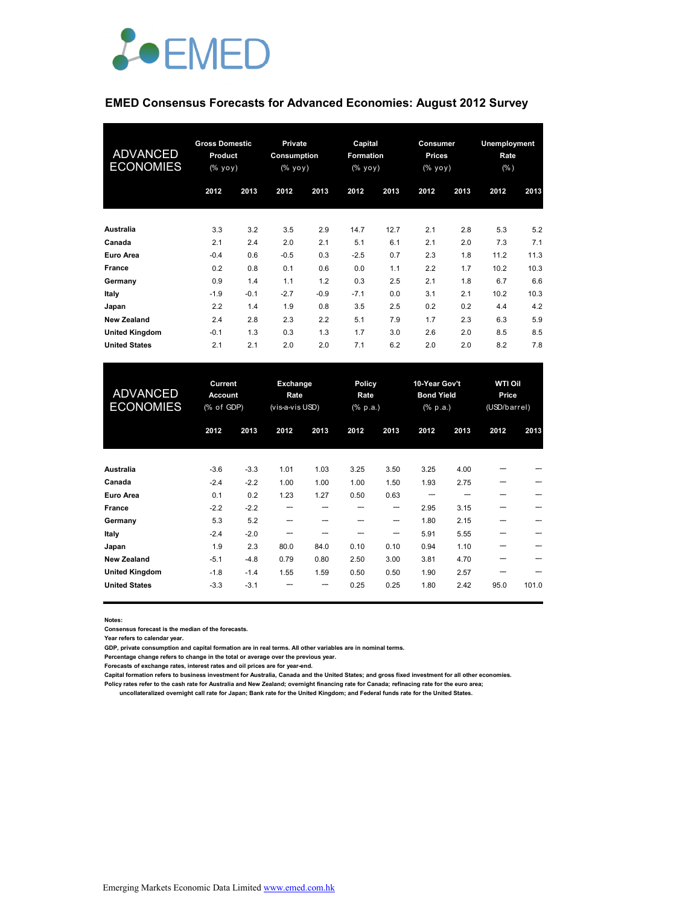EMED

## EMED Consensus Forecasts for Advanced Economies: August 2012 Survey

| ADVANCED ECONOMIES | Gross Domestic Product (% yoy) | | Private Consumption (% yoy) | | Capital Formation (% yoy) | | Consumer Prices (% yoy) | | Unemployment Rate (%) | |
|---|---|---|---|---|---|---|---|---|---|---|
| | 2012 | 2013 | 2012 | 2013 | 2012 | 2013 | 2012 | 2013 | 2012 | 2013 |
| **Australia** | 3.3 | 3.2 | 3.5 | 2.9 | 14.7 | 12.7 | 2.1 | 2.8 | 5.3 | 5.2 |
| **Canada** | 2.1 | 2.4 | 2.0 | 2.1 | 5.1 | 6.1 | 2.1 | 2.0 | 7.3 | 7.1 |
| **Euro Area** | -0.4 | 0.6 | -0.5 | 0.3 | -2.5 | 0.7 | 2.3 | 1.8 | 11.2 | 11.3 |
| **France** | 0.2 | 0.8 | 0.1 | 0.6 | 0.0 | 1.1 | 2.2 | 1.7 | 10.2 | 10.3 |
| **Germany** | 0.9 | 1.4 | 1.1 | 1.2 | 0.3 | 2.5 | 2.1 | 1.8 | 6.7 | 6.6 |
| **Italy** | -1.9 | -0.1 | -2.7 | -0.9 | -7.1 | 0.0 | 3.1 | 2.1 | 10.2 | 10.3 |
| **Japan** | 2.2 | 1.4 | 1.9 | 0.8 | 3.5 | 2.5 | 0.2 | 0.2 | 4.4 | 4.2 |
| **New Zealand** | 2.4 | 2.8 | 2.3 | 2.2 | 5.1 | 7.9 | 1.7 | 2.3 | 6.3 | 5.9 |
| **United Kingdom** | -0.1 | 1.3 | 0.3 | 1.3 | 1.7 | 3.0 | 2.6 | 2.0 | 8.5 | 8.5 |
| **United States** | 2.1 | 2.1 | 2.0 | 2.0 | 7.1 | 6.2 | 2.0 | 2.0 | 8.2 | 7.8 |

| ADVANCED ECONOMIES | Current Account (% of GDP) | | Exchange Rate (vis-a-vis USD) | | Policy Rate (% p.a.) | | 10-Year Gov't Bond Yield (% p.a.) | | WTI Oil Price (USD/barrel) | |
|---|---|---|---|---|---|---|---|---|---|---|
| | 2012 | 2013 | 2012 | 2013 | 2012 | 2013 | 2012 | 2013 | 2012 | 2013 |
| **Australia** | -3.6 | -3.3 | 1.01 | 1.03 | 3.25 | 3.50 | 3.25 | 4.00 | --- | --- |
| **Canada** | -2.4 | -2.2 | 1.00 | 1.00 | 1.00 | 1.50 | 1.93 | 2.75 | --- | --- |
| **Euro Area** | 0.1 | 0.2 | 1.23 | 1.27 | 0.50 | 0.63 | --- | --- | --- | --- |
| **France** | -2.2 | -2.2 | --- | --- | --- | --- | 2.95 | 3.15 | --- | --- |
| **Germany** | 5.3 | 5.2 | --- | --- | --- | --- | 1.80 | 2.15 | --- | --- |
| **Italy** | -2.4 | -2.0 | --- | --- | --- | --- | 5.91 | 5.55 | --- | --- |
| **Japan** | 1.9 | 2.3 | 80.0 | 84.0 | 0.10 | 0.10 | 0.94 | 1.10 | --- | --- |
| **New Zealand** | -5.1 | -4.8 | 0.79 | 0.80 | 2.50 | 3.00 | 3.81 | 4.70 | --- | --- |
| **United Kingdom** | -1.8 | -1.4 | 1.55 | 1.59 | 0.50 | 0.50 | 1.90 | 2.57 | --- | --- |
| **United States** | -3.3 | -3.1 | --- | --- | 0.25 | 0.25 | 1.80 | 2.42 | 95.0 | 101.0 |

**Notes:**
**Consensus forecast is the median of the forecasts.**
**Year refers to calendar year.**
**GDP, private consumption and capital formation are in real terms. All other variables are in nominal terms.**
**Percentage change refers to change in the total or average over the previous year.**
**Forecasts of exchange rates, interest rates and oil prices are for year-end.**
**Capital formation refers to business investment for Australia, Canada and the United States; and gross fixed investment for all other economies.**
**Policy rates refer to the cash rate for Australia and New Zealand; overnight financing rate for Canada; refinacing rate for the euro area; uncollateralized overnight call rate for Japan; Bank rate for the United Kingdom; and Federal funds rate for the United States.**

Emerging Markets Economic Data Limited www.emed.com.hk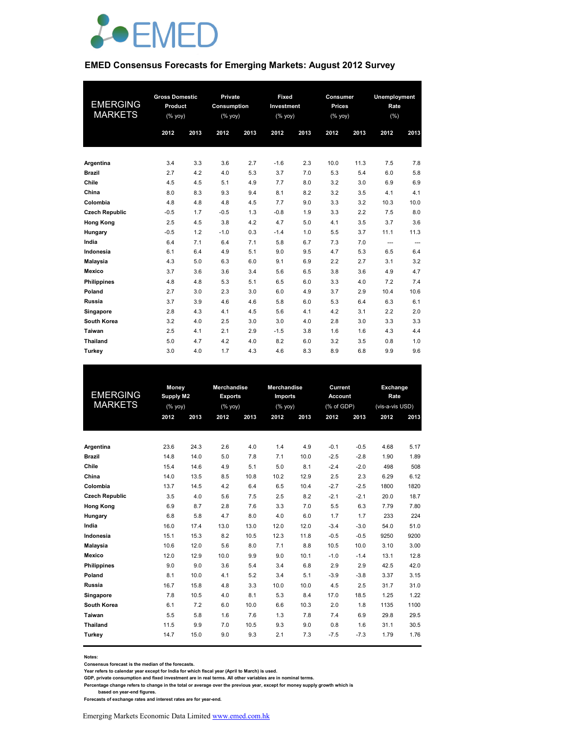EMED

## EMED Consensus Forecasts for Emerging Markets: August 2012 Survey

| EMERGING MARKETS | Gross Domestic Product (% yoy) | | Private Consumption (% yoy) | | Fixed Investment (% yoy) | | Consumer Prices (% yoy) | | Unemployment Rate (%) | |
|---|---|---|---|---|---|---|---|---|---|---|
| | 2012 | 2013 | 2012 | 2013 | 2012 | 2013 | 2012 | 2013 | 2012 | 2013 |
| **Argentina** | 3.4 | 3.3 | 3.6 | 2.7 | -1.6 | 2.3 | 10.0 | 11.3 | 7.5 | 7.8 |
| **Brazil** | 2.7 | 4.2 | 4.0 | 5.3 | 3.7 | 7.0 | 5.3 | 5.4 | 6.0 | 5.8 |
| **Chile** | 4.5 | 4.5 | 5.1 | 4.9 | 7.7 | 8.0 | 3.2 | 3.0 | 6.9 | 6.9 |
| **China** | 8.0 | 8.3 | 9.3 | 9.4 | 8.1 | 8.2 | 3.2 | 3.5 | 4.1 | 4.1 |
| **Colombia** | 4.8 | 4.8 | 4.8 | 4.5 | 7.7 | 9.0 | 3.3 | 3.2 | 10.3 | 10.0 |
| **Czech Republic** | -0.5 | 1.7 | -0.5 | 1.3 | -0.8 | 1.9 | 3.3 | 2.2 | 7.5 | 8.0 |
| **Hong Kong** | 2.5 | 4.5 | 3.8 | 4.2 | 4.7 | 5.0 | 4.1 | 3.5 | 3.7 | 3.6 |
| **Hungary** | -0.5 | 1.2 | -1.0 | 0.3 | -1.4 | 1.0 | 5.5 | 3.7 | 11.1 | 11.3 |
| **India** | 6.4 | 7.1 | 6.4 | 7.1 | 5.8 | 6.7 | 7.3 | 7.0 | --- | --- |
| **Indonesia** | 6.1 | 6.4 | 4.9 | 5.1 | 9.0 | 9.5 | 4.7 | 5.3 | 6.5 | 6.4 |
| **Malaysia** | 4.3 | 5.0 | 6.3 | 6.0 | 9.1 | 6.9 | 2.2 | 2.7 | 3.1 | 3.2 |
| **Mexico** | 3.7 | 3.6 | 3.6 | 3.4 | 5.6 | 6.5 | 3.8 | 3.6 | 4.9 | 4.7 |
| **Philippines** | 4.8 | 4.8 | 5.3 | 5.1 | 6.5 | 6.0 | 3.3 | 4.0 | 7.2 | 7.4 |
| **Poland** | 2.7 | 3.0 | 2.3 | 3.0 | 6.0 | 4.9 | 3.7 | 2.9 | 10.4 | 10.6 |
| **Russia** | 3.7 | 3.9 | 4.6 | 4.6 | 5.8 | 6.0 | 5.3 | 6.4 | 6.3 | 6.1 |
| **Singapore** | 2.8 | 4.3 | 4.1 | 4.5 | 5.6 | 4.1 | 4.2 | 3.1 | 2.2 | 2.0 |
| **South Korea** | 3.2 | 4.0 | 2.5 | 3.0 | 3.0 | 4.0 | 2.8 | 3.0 | 3.3 | 3.3 |
| **Taiwan** | 2.5 | 4.1 | 2.1 | 2.9 | -1.5 | 3.8 | 1.6 | 1.6 | 4.3 | 4.4 |
| **Thailand** | 5.0 | 4.7 | 4.2 | 4.0 | 8.2 | 6.0 | 3.2 | 3.5 | 0.8 | 1.0 |
| **Turkey** | 3.0 | 4.0 | 1.7 | 4.3 | 4.6 | 8.3 | 8.9 | 6.8 | 9.9 | 9.6 |

| EMERGING MARKETS | Money Supply M2 (% yoy) | | Merchandise Exports (% yoy) | | Merchandise Imports (% yoy) | | Current Account (% of GDP) | | Exchange Rate (vis-a-vis USD) | |
|---|---|---|---|---|---|---|---|---|---|---|
| | 2012 | 2013 | 2012 | 2013 | 2012 | 2013 | 2012 | 2013 | 2012 | 2013 |
| **Argentina** | 23.6 | 24.3 | 2.6 | 4.0 | 1.4 | 4.9 | -0.1 | -0.5 | 4.68 | 5.17 |
| **Brazil** | 14.8 | 14.0 | 5.0 | 7.8 | 7.1 | 10.0 | -2.5 | -2.8 | 1.90 | 1.89 |
| **Chile** | 15.4 | 14.6 | 4.9 | 5.1 | 5.0 | 8.1 | -2.4 | -2.0 | 498 | 508 |
| **China** | 14.0 | 13.5 | 8.5 | 10.8 | 10.2 | 12.9 | 2.5 | 2.3 | 6.29 | 6.12 |
| **Colombia** | 13.7 | 14.5 | 4.2 | 6.4 | 6.5 | 10.4 | -2.7 | -2.5 | 1800 | 1820 |
| **Czech Republic** | 3.5 | 4.0 | 5.6 | 7.5 | 2.5 | 8.2 | -2.1 | -2.1 | 20.0 | 18.7 |
| **Hong Kong** | 6.9 | 8.7 | 2.8 | 7.6 | 3.3 | 7.0 | 5.5 | 6.3 | 7.79 | 7.80 |
| **Hungary** | 6.8 | 5.8 | 4.7 | 8.0 | 4.0 | 6.0 | 1.7 | 1.7 | 233 | 224 |
| **India** | 16.0 | 17.4 | 13.0 | 13.0 | 12.0 | 12.0 | -3.4 | -3.0 | 54.0 | 51.0 |
| **Indonesia** | 15.1 | 15.3 | 8.2 | 10.5 | 12.3 | 11.8 | -0.5 | -0.5 | 9250 | 9200 |
| **Malaysia** | 10.6 | 12.0 | 5.6 | 8.0 | 7.1 | 8.8 | 10.5 | 10.0 | 3.10 | 3.00 |
| **Mexico** | 12.0 | 12.9 | 10.0 | 9.9 | 9.0 | 10.1 | -1.0 | -1.4 | 13.1 | 12.8 |
| **Philippines** | 9.0 | 9.0 | 3.6 | 5.4 | 3.4 | 6.8 | 2.9 | 2.9 | 42.5 | 42.0 |
| **Poland** | 8.1 | 10.0 | 4.1 | 5.2 | 3.4 | 5.1 | -3.9 | -3.8 | 3.37 | 3.15 |
| **Russia** | 16.7 | 15.8 | 4.8 | 3.3 | 10.0 | 10.0 | 4.5 | 2.5 | 31.7 | 31.0 |
| **Singapore** | 7.8 | 10.5 | 4.0 | 8.1 | 5.3 | 8.4 | 17.0 | 18.5 | 1.25 | 1.22 |
| **South Korea** | 6.1 | 7.2 | 6.0 | 10.0 | 6.6 | 10.3 | 2.0 | 1.8 | 1135 | 1100 |
| **Taiwan** | 5.5 | 5.8 | 1.6 | 7.6 | 1.3 | 7.8 | 7.4 | 6.9 | 29.8 | 29.5 |
| **Thailand** | 11.5 | 9.9 | 7.0 | 10.5 | 9.3 | 9.0 | 0.8 | 1.6 | 31.1 | 30.5 |
| **Turkey** | 14.7 | 15.0 | 9.0 | 9.3 | 2.1 | 7.3 | -7.5 | -7.3 | 1.79 | 1.76 |

**Notes:**

**Consensus forecast is the median of the forecasts.**

**Year refers to calendar year except for India for which fiscal year (April to March) is used.**

**GDP, private consumption and fixed investment are in real terms. All other variables are in nominal terms.**

**Percentage change refers to change in the total or average over the previous year, except for money supply growth which is based on year-end figures.**

**Forecasts of exchange rates and interest rates are for year-end.**

Emerging Markets Economic Data Limited www.emed.com.hk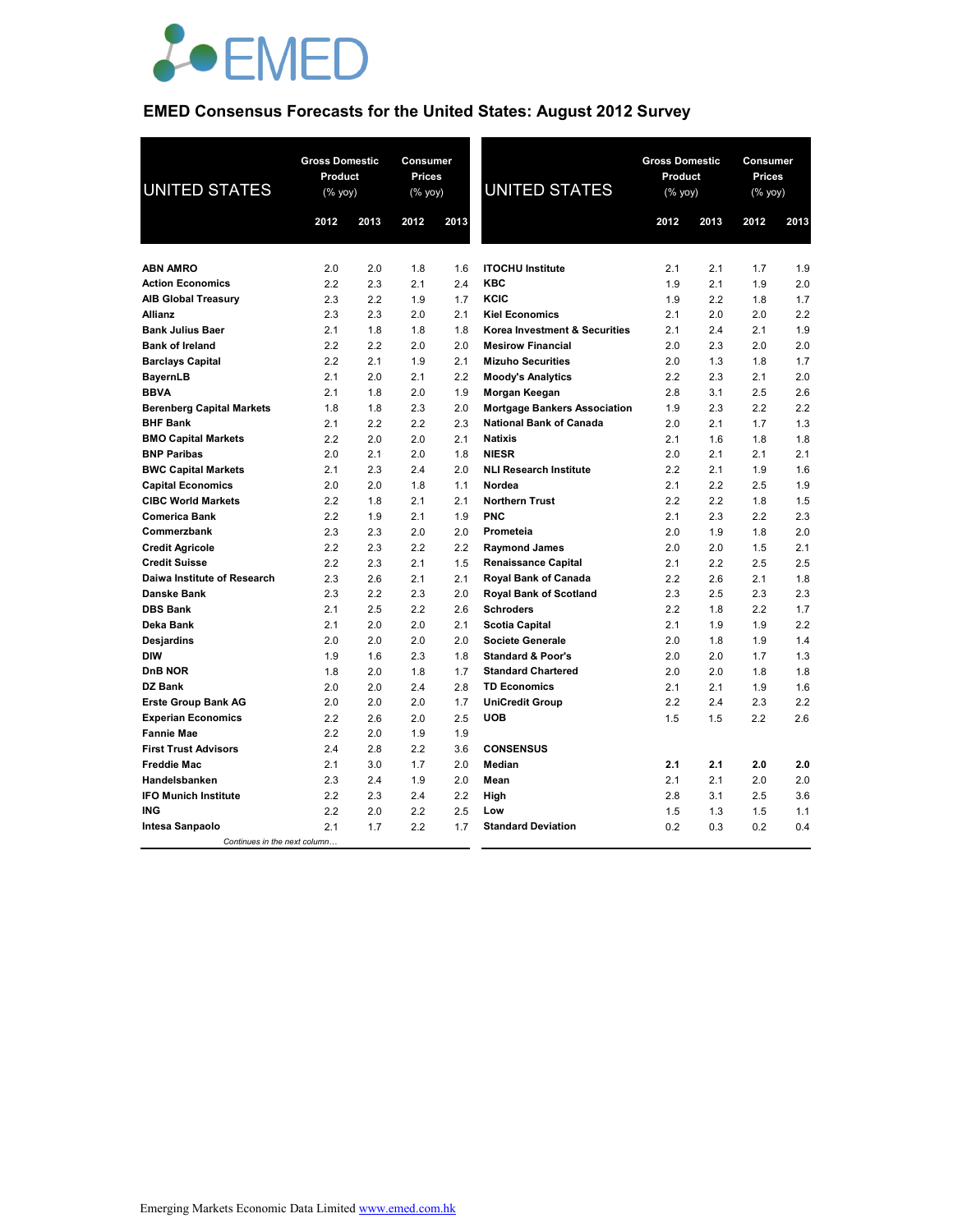# EMED

## EMED Consensus Forecasts for the United States: August 2012 Survey

| UNITED STATES | Gross Domestic Product (% yoy) | | Consumer Prices (% yoy) | |
|---|---|---|---|---|
| | 2012 | 2013 | 2012 | 2013 |
| **ABN AMRO** | 2.0 | 2.0 | 1.8 | 1.6 |
| **Action Economics** | 2.2 | 2.3 | 2.1 | 2.4 |
| **AIB Global Treasury** | 2.3 | 2.2 | 1.9 | 1.7 |
| **Allianz** | 2.3 | 2.3 | 2.0 | 2.1 |
| **Bank Julius Baer** | 2.1 | 1.8 | 1.8 | 1.8 |
| **Bank of Ireland** | 2.2 | 2.2 | 2.0 | 2.0 |
| **Barclays Capital** | 2.2 | 2.1 | 1.9 | 2.1 |
| **BayernLB** | 2.1 | 2.0 | 2.1 | 2.2 |
| **BBVA** | 2.1 | 1.8 | 2.0 | 1.9 |
| **Berenberg Capital Markets** | 1.8 | 1.8 | 2.3 | 2.0 |
| **BHF Bank** | 2.1 | 2.2 | 2.2 | 2.3 |
| **BMO Capital Markets** | 2.2 | 2.0 | 2.0 | 2.1 |
| **BNP Paribas** | 2.0 | 2.1 | 2.0 | 1.8 |
| **BWC Capital Markets** | 2.1 | 2.3 | 2.4 | 2.0 |
| **Capital Economics** | 2.0 | 2.0 | 1.8 | 1.1 |
| **CIBC World Markets** | 2.2 | 1.8 | 2.1 | 2.1 |
| **Comerica Bank** | 2.2 | 1.9 | 2.1 | 1.9 |
| **Commerzbank** | 2.3 | 2.3 | 2.0 | 2.0 |
| **Credit Agricole** | 2.2 | 2.3 | 2.2 | 2.2 |
| **Credit Suisse** | 2.2 | 2.3 | 2.1 | 1.5 |
| **Daiwa Institute of Research** | 2.3 | 2.6 | 2.1 | 2.1 |
| **Danske Bank** | 2.3 | 2.2 | 2.3 | 2.0 |
| **DBS Bank** | 2.1 | 2.5 | 2.2 | 2.6 |
| **Deka Bank** | 2.1 | 2.0 | 2.0 | 2.1 |
| **Desjardins** | 2.0 | 2.0 | 2.0 | 2.0 |
| **DIW** | 1.9 | 1.6 | 2.3 | 1.8 |
| **DnB NOR** | 1.8 | 2.0 | 1.8 | 1.7 |
| **DZ Bank** | 2.0 | 2.0 | 2.4 | 2.8 |
| **Erste Group Bank AG** | 2.0 | 2.0 | 2.0 | 1.7 |
| **Experian Economics** | 2.2 | 2.6 | 2.0 | 2.5 |
| **Fannie Mae** | 2.2 | 2.0 | 1.9 | 1.9 |
| **First Trust Advisors** | 2.4 | 2.8 | 2.2 | 3.6 |
| **Freddie Mac** | 2.1 | 3.0 | 1.7 | 2.0 |
| **Handelsbanken** | 2.3 | 2.4 | 1.9 | 2.0 |
| **IFO Munich Institute** | 2.2 | 2.3 | 2.4 | 2.2 |
| **ING** | 2.2 | 2.0 | 2.2 | 2.5 |
| **Intesa Sanpaolo** | 2.1 | 1.7 | 2.2 | 1.7 |
| **ITOCHU Institute** | 2.1 | 2.1 | 1.7 | 1.9 |
| **KBC** | 1.9 | 2.1 | 1.9 | 2.0 |
| **KCIC** | 1.9 | 2.2 | 1.8 | 1.7 |
| **Kiel Economics** | 2.1 | 2.0 | 2.0 | 2.2 |
| **Korea Investment & Securities** | 2.1 | 2.4 | 2.1 | 1.9 |
| **Mesirow Financial** | 2.0 | 2.3 | 2.0 | 2.0 |
| **Mizuho Securities** | 2.0 | 1.3 | 1.8 | 1.7 |
| **Moody's Analytics** | 2.2 | 2.3 | 2.1 | 2.0 |
| **Morgan Keegan** | 2.8 | 3.1 | 2.5 | 2.6 |
| **Mortgage Bankers Association** | 1.9 | 2.3 | 2.2 | 2.2 |
| **National Bank of Canada** | 2.0 | 2.1 | 1.7 | 1.3 |
| **Natixis** | 2.1 | 1.6 | 1.8 | 1.8 |
| **NIESR** | 2.0 | 2.1 | 2.1 | 2.1 |
| **NLI Research Institute** | 2.2 | 2.1 | 1.9 | 1.6 |
| **Nordea** | 2.1 | 2.2 | 2.5 | 1.9 |
| **Northern Trust** | 2.2 | 2.2 | 1.8 | 1.5 |
| **PNC** | 2.1 | 2.3 | 2.2 | 2.3 |
| **Prometeia** | 2.0 | 1.9 | 1.8 | 2.0 |
| **Raymond James** | 2.0 | 2.0 | 1.5 | 2.1 |
| **Renaissance Capital** | 2.1 | 2.2 | 2.5 | 2.5 |
| **Royal Bank of Canada** | 2.2 | 2.6 | 2.1 | 1.8 |
| **Royal Bank of Scotland** | 2.3 | 2.5 | 2.3 | 2.3 |
| **Schroders** | 2.2 | 1.8 | 2.2 | 1.7 |
| **Scotia Capital** | 2.1 | 1.9 | 1.9 | 2.2 |
| **Societe Generale** | 2.0 | 1.8 | 1.9 | 1.4 |
| **Standard & Poor's** | 2.0 | 2.0 | 1.7 | 1.3 |
| **Standard Chartered** | 2.0 | 2.0 | 1.8 | 1.8 |
| **TD Economics** | 2.1 | 2.1 | 1.9 | 1.6 |
| **UniCredit Group** | 2.2 | 2.4 | 2.3 | 2.2 |
| **UOB** | 1.5 | 1.5 | 2.2 | 2.6 |
| **CONSENSUS** | | | | |
| **Median** | **2.1** | **2.1** | **2.0** | **2.0** |
| **Mean** | 2.1 | 2.1 | 2.0 | 2.0 |
| **High** | 2.8 | 3.1 | 2.5 | 3.6 |
| **Low** | 1.5 | 1.3 | 1.5 | 1.1 |
| **Standard Deviation** | 0.2 | 0.3 | 0.2 | 0.4 |

*Continues in the next column…*

Emerging Markets Economic Data Limited www.emed.com.hk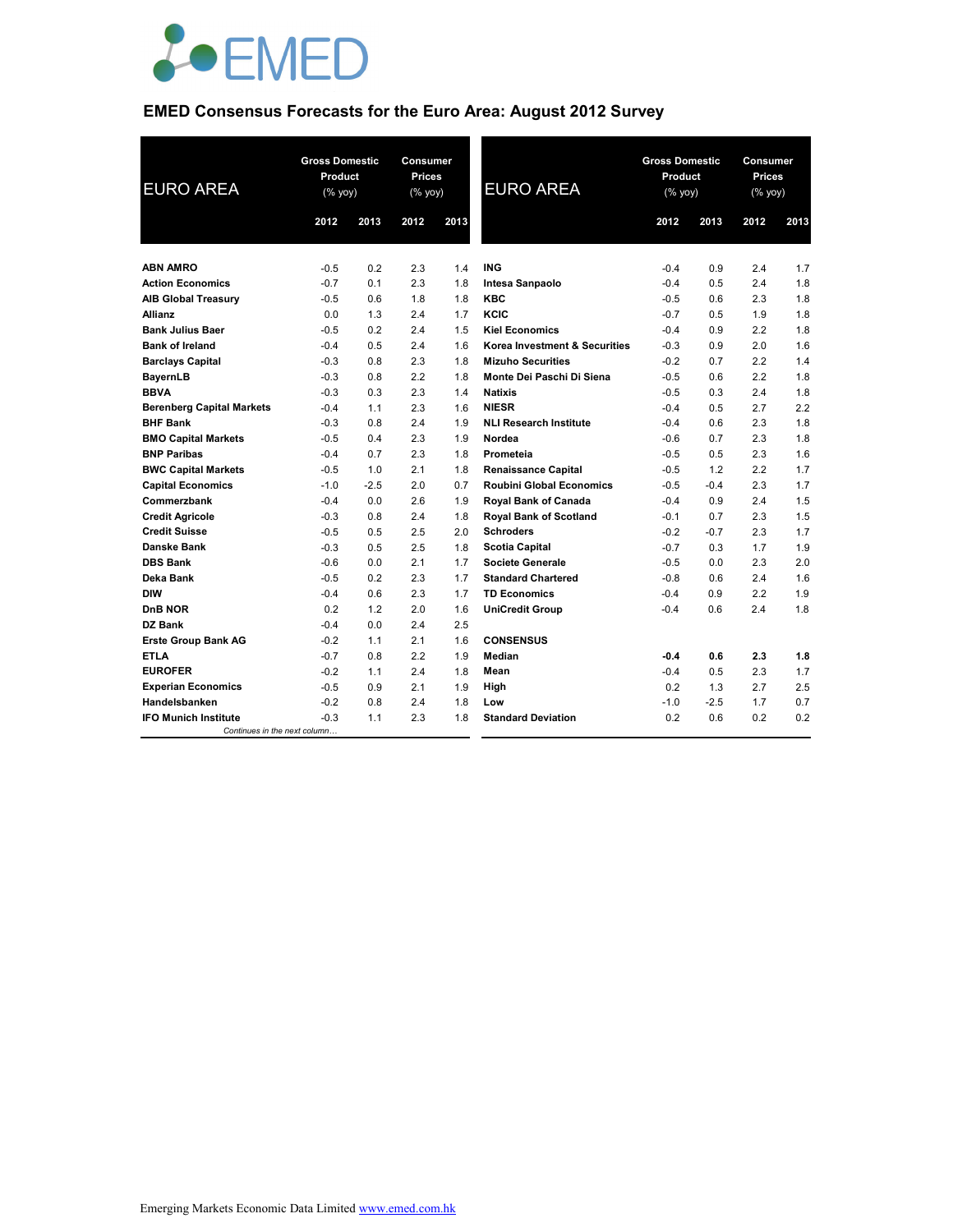## EMED Consensus Forecasts for the Euro Area: August 2012 Survey

| EURO AREA | Gross Domestic Product (% yoy) 2012 | Gross Domestic Product (% yoy) 2013 | Consumer Prices (% yoy) 2012 | Consumer Prices (% yoy) 2013 |
|---|---|---|---|---|
| **ABN AMRO** | -0.5 | 0.2 | 2.3 | 1.4 |
| **Action Economics** | -0.7 | 0.1 | 2.3 | 1.8 |
| **AIB Global Treasury** | -0.5 | 0.6 | 1.8 | 1.8 |
| **Allianz** | 0.0 | 1.3 | 2.4 | 1.7 |
| **Bank Julius Baer** | -0.5 | 0.2 | 2.4 | 1.5 |
| **Bank of Ireland** | -0.4 | 0.5 | 2.4 | 1.6 |
| **Barclays Capital** | -0.3 | 0.8 | 2.3 | 1.8 |
| **BayernLB** | -0.3 | 0.8 | 2.2 | 1.8 |
| **BBVA** | -0.3 | 0.3 | 2.3 | 1.4 |
| **Berenberg Capital Markets** | -0.4 | 1.1 | 2.3 | 1.6 |
| **BHF Bank** | -0.3 | 0.8 | 2.4 | 1.9 |
| **BMO Capital Markets** | -0.5 | 0.4 | 2.3 | 1.9 |
| **BNP Paribas** | -0.4 | 0.7 | 2.3 | 1.8 |
| **BWC Capital Markets** | -0.5 | 1.0 | 2.1 | 1.8 |
| **Capital Economics** | -1.0 | -2.5 | 2.0 | 0.7 |
| **Commerzbank** | -0.4 | 0.0 | 2.6 | 1.9 |
| **Credit Agricole** | -0.3 | 0.8 | 2.4 | 1.8 |
| **Credit Suisse** | -0.5 | 0.5 | 2.5 | 2.0 |
| **Danske Bank** | -0.3 | 0.5 | 2.5 | 1.8 |
| **DBS Bank** | -0.6 | 0.0 | 2.1 | 1.7 |
| **Deka Bank** | -0.5 | 0.2 | 2.3 | 1.7 |
| **DIW** | -0.4 | 0.6 | 2.3 | 1.7 |
| **DnB NOR** | 0.2 | 1.2 | 2.0 | 1.6 |
| **DZ Bank** | -0.4 | 0.0 | 2.4 | 2.5 |
| **Erste Group Bank AG** | -0.2 | 1.1 | 2.1 | 1.6 |
| **ETLA** | -0.7 | 0.8 | 2.2 | 1.9 |
| **EUROFER** | -0.2 | 1.1 | 2.4 | 1.8 |
| **Experian Economics** | -0.5 | 0.9 | 2.1 | 1.9 |
| **Handelsbanken** | -0.2 | 0.8 | 2.4 | 1.8 |
| **IFO Munich Institute** | -0.3 | 1.1 | 2.3 | 1.8 |
| **ING** | -0.4 | 0.9 | 2.4 | 1.7 |
| **Intesa Sanpaolo** | -0.4 | 0.5 | 2.4 | 1.8 |
| **KBC** | -0.5 | 0.6 | 2.3 | 1.8 |
| **KCIC** | -0.7 | 0.5 | 1.9 | 1.8 |
| **Kiel Economics** | -0.4 | 0.9 | 2.2 | 1.8 |
| **Korea Investment & Securities** | -0.3 | 0.9 | 2.0 | 1.6 |
| **Mizuho Securities** | -0.2 | 0.7 | 2.2 | 1.4 |
| **Monte Dei Paschi Di Siena** | -0.5 | 0.6 | 2.2 | 1.8 |
| **Natixis** | -0.5 | 0.3 | 2.4 | 1.8 |
| **NIESR** | -0.4 | 0.5 | 2.7 | 2.2 |
| **NLI Research Institute** | -0.4 | 0.6 | 2.3 | 1.8 |
| **Nordea** | -0.6 | 0.7 | 2.3 | 1.8 |
| **Prometeia** | -0.5 | 0.5 | 2.3 | 1.6 |
| **Renaissance Capital** | -0.5 | 1.2 | 2.2 | 1.7 |
| **Roubini Global Economics** | -0.5 | -0.4 | 2.3 | 1.7 |
| **Royal Bank of Canada** | -0.4 | 0.9 | 2.4 | 1.5 |
| **Royal Bank of Scotland** | -0.1 | 0.7 | 2.3 | 1.5 |
| **Schroders** | -0.2 | -0.7 | 2.3 | 1.7 |
| **Scotia Capital** | -0.7 | 0.3 | 1.7 | 1.9 |
| **Societe Generale** | -0.5 | 0.0 | 2.3 | 2.0 |
| **Standard Chartered** | -0.8 | 0.6 | 2.4 | 1.6 |
| **TD Economics** | -0.4 | 0.9 | 2.2 | 1.9 |
| **UniCredit Group** | -0.4 | 0.6 | 2.4 | 1.8 |
| **CONSENSUS** | | | | |
| **Median** | **-0.4** | **0.6** | **2.3** | **1.8** |
| **Mean** | -0.4 | 0.5 | 2.3 | 1.7 |
| **High** | 0.2 | 1.3 | 2.7 | 2.5 |
| **Low** | -1.0 | -2.5 | 1.7 | 0.7 |
| **Standard Deviation** | 0.2 | 0.6 | 0.2 | 0.2 |

*Continues in the next column…*

Emerging Markets Economic Data Limited www.emed.com.hk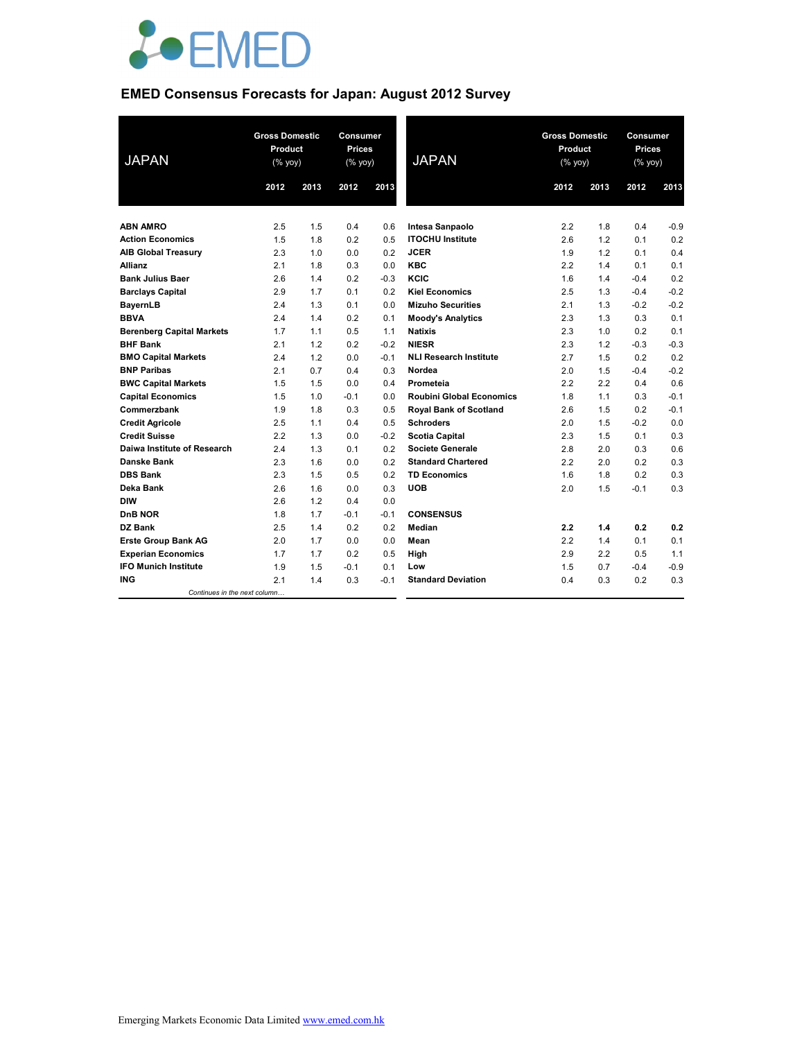# EMED Consensus Forecasts for Japan: August 2012 Survey

| JAPAN | Gross Domestic Product (% yoy) | | Consumer Prices (% yoy) | |
|---|---|---|---|---|
| | 2012 | 2013 | 2012 | 2013 |
| **ABN AMRO** | 2.5 | 1.5 | 0.4 | 0.6 |
| **Action Economics** | 1.5 | 1.8 | 0.2 | 0.5 |
| **AIB Global Treasury** | 2.3 | 1.0 | 0.0 | 0.2 |
| **Allianz** | 2.1 | 1.8 | 0.3 | 0.0 |
| **Bank Julius Baer** | 2.6 | 1.4 | 0.2 | -0.3 |
| **Barclays Capital** | 2.9 | 1.7 | 0.1 | 0.2 |
| **BayernLB** | 2.4 | 1.3 | 0.1 | 0.0 |
| **BBVA** | 2.4 | 1.4 | 0.2 | 0.1 |
| **Berenberg Capital Markets** | 1.7 | 1.1 | 0.5 | 1.1 |
| **BHF Bank** | 2.1 | 1.2 | 0.2 | -0.2 |
| **BMO Capital Markets** | 2.4 | 1.2 | 0.0 | -0.1 |
| **BNP Paribas** | 2.1 | 0.7 | 0.4 | 0.3 |
| **BWC Capital Markets** | 1.5 | 1.5 | 0.0 | 0.4 |
| **Capital Economics** | 1.5 | 1.0 | -0.1 | 0.0 |
| **Commerzbank** | 1.9 | 1.8 | 0.3 | 0.5 |
| **Credit Agricole** | 2.5 | 1.1 | 0.4 | 0.5 |
| **Credit Suisse** | 2.2 | 1.3 | 0.0 | -0.2 |
| **Daiwa Institute of Research** | 2.4 | 1.3 | 0.1 | 0.2 |
| **Danske Bank** | 2.3 | 1.6 | 0.0 | 0.2 |
| **DBS Bank** | 2.3 | 1.5 | 0.5 | 0.2 |
| **Deka Bank** | 2.6 | 1.6 | 0.0 | 0.3 |
| **DIW** | 2.6 | 1.2 | 0.4 | 0.0 |
| **DnB NOR** | 1.8 | 1.7 | -0.1 | -0.1 |
| **DZ Bank** | 2.5 | 1.4 | 0.2 | 0.2 |
| **Erste Group Bank AG** | 2.0 | 1.7 | 0.0 | 0.0 |
| **Experian Economics** | 1.7 | 1.7 | 0.2 | 0.5 |
| **IFO Munich Institute** | 1.9 | 1.5 | -0.1 | 0.1 |
| **ING** | 2.1 | 1.4 | 0.3 | -0.1 |
| **Intesa Sanpaolo** | 2.2 | 1.8 | 0.4 | -0.9 |
| **ITOCHU Institute** | 2.6 | 1.2 | 0.1 | 0.2 |
| **JCER** | 1.9 | 1.2 | 0.1 | 0.4 |
| **KBC** | 2.2 | 1.4 | 0.1 | 0.1 |
| **KCIC** | 1.6 | 1.4 | -0.4 | 0.2 |
| **Kiel Economics** | 2.5 | 1.3 | -0.4 | -0.2 |
| **Mizuho Securities** | 2.1 | 1.3 | -0.2 | -0.2 |
| **Moody's Analytics** | 2.3 | 1.3 | 0.3 | 0.1 |
| **Natixis** | 2.3 | 1.0 | 0.2 | 0.1 |
| **NIESR** | 2.3 | 1.2 | -0.3 | -0.3 |
| **NLI Research Institute** | 2.7 | 1.5 | 0.2 | 0.2 |
| **Nordea** | 2.0 | 1.5 | -0.4 | -0.2 |
| **Prometeia** | 2.2 | 2.2 | 0.4 | 0.6 |
| **Roubini Global Economics** | 1.8 | 1.1 | 0.3 | -0.1 |
| **Royal Bank of Scotland** | 2.6 | 1.5 | 0.2 | -0.1 |
| **Schroders** | 2.0 | 1.5 | -0.2 | 0.0 |
| **Scotia Capital** | 2.3 | 1.5 | 0.1 | 0.3 |
| **Societe Generale** | 2.8 | 2.0 | 0.3 | 0.6 |
| **Standard Chartered** | 2.2 | 2.0 | 0.2 | 0.3 |
| **TD Economics** | 1.6 | 1.8 | 0.2 | 0.3 |
| **UOB** | 2.0 | 1.5 | -0.1 | 0.3 |
| **CONSENSUS** | | | | |
| **Median** | **2.2** | **1.4** | **0.2** | **0.2** |
| **Mean** | 2.2 | 1.4 | 0.1 | 0.1 |
| **High** | 2.9 | 2.2 | 0.5 | 1.1 |
| **Low** | 1.5 | 0.7 | -0.4 | -0.9 |
| **Standard Deviation** | 0.4 | 0.3 | 0.2 | 0.3 |

Emerging Markets Economic Data Limited www.emed.com.hk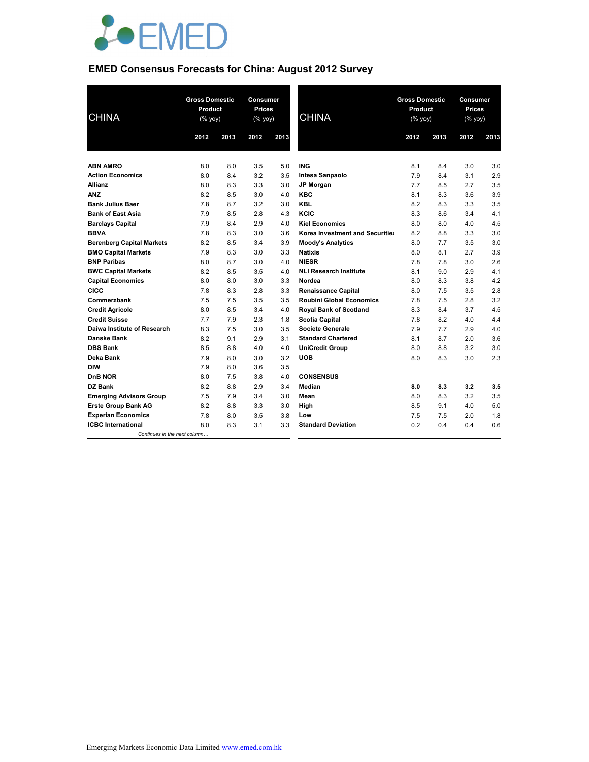# EMED Consensus Forecasts for China: August 2012 Survey

| CHINA | Gross Domestic Product (% yoy) | | Consumer Prices (% yoy) | |
|---|---|---|---|---|
| | 2012 | 2013 | 2012 | 2013 |
| **ABN AMRO** | 8.0 | 8.0 | 3.5 | 5.0 |
| **Action Economics** | 8.0 | 8.4 | 3.2 | 3.5 |
| **Allianz** | 8.0 | 8.3 | 3.3 | 3.0 |
| **ANZ** | 8.2 | 8.5 | 3.0 | 4.0 |
| **Bank Julius Baer** | 7.8 | 8.7 | 3.2 | 3.0 |
| **Bank of East Asia** | 7.9 | 8.5 | 2.8 | 4.3 |
| **Barclays Capital** | 7.9 | 8.4 | 2.9 | 4.0 |
| **BBVA** | 7.8 | 8.3 | 3.0 | 3.6 |
| **Berenberg Capital Markets** | 8.2 | 8.5 | 3.4 | 3.9 |
| **BMO Capital Markets** | 7.9 | 8.3 | 3.0 | 3.3 |
| **BNP Paribas** | 8.0 | 8.7 | 3.0 | 4.0 |
| **BWC Capital Markets** | 8.2 | 8.5 | 3.5 | 4.0 |
| **Capital Economics** | 8.0 | 8.0 | 3.0 | 3.3 |
| **CICC** | 7.8 | 8.3 | 2.8 | 3.3 |
| **Commerzbank** | 7.5 | 7.5 | 3.5 | 3.5 |
| **Credit Agricole** | 8.0 | 8.5 | 3.4 | 4.0 |
| **Credit Suisse** | 7.7 | 7.9 | 2.3 | 1.8 |
| **Daiwa Institute of Research** | 8.3 | 7.5 | 3.0 | 3.5 |
| **Danske Bank** | 8.2 | 9.1 | 2.9 | 3.1 |
| **DBS Bank** | 8.5 | 8.8 | 4.0 | 4.0 |
| **Deka Bank** | 7.9 | 8.0 | 3.0 | 3.2 |
| **DIW** | 7.9 | 8.0 | 3.6 | 3.5 |
| **DnB NOR** | 8.0 | 7.5 | 3.8 | 4.0 |
| **DZ Bank** | 8.2 | 8.8 | 2.9 | 3.4 |
| **Emerging Advisors Group** | 7.5 | 7.9 | 3.4 | 3.0 |
| **Erste Group Bank AG** | 8.2 | 8.8 | 3.3 | 3.0 |
| **Experian Economics** | 7.8 | 8.0 | 3.5 | 3.8 |
| **ICBC International** | 8.0 | 8.3 | 3.1 | 3.3 |
| **ING** | 8.1 | 8.4 | 3.0 | 3.0 |
| **Intesa Sanpaolo** | 7.9 | 8.4 | 3.1 | 2.9 |
| **JP Morgan** | 7.7 | 8.5 | 2.7 | 3.5 |
| **KBC** | 8.1 | 8.3 | 3.6 | 3.9 |
| **KBL** | 8.2 | 8.3 | 3.3 | 3.5 |
| **KCIC** | 8.3 | 8.6 | 3.4 | 4.1 |
| **Kiel Economics** | 8.0 | 8.0 | 4.0 | 4.5 |
| **Korea Investment and Securities** | 8.2 | 8.8 | 3.3 | 3.0 |
| **Moody's Analytics** | 8.0 | 7.7 | 3.5 | 3.0 |
| **Natixis** | 8.0 | 8.1 | 2.7 | 3.9 |
| **NIESR** | 7.8 | 7.8 | 3.0 | 2.6 |
| **NLI Research Institute** | 8.1 | 9.0 | 2.9 | 4.1 |
| **Nordea** | 8.0 | 8.3 | 3.8 | 4.2 |
| **Renaissance Capital** | 8.0 | 7.5 | 3.5 | 2.8 |
| **Roubini Global Economics** | 7.8 | 7.5 | 2.8 | 3.2 |
| **Royal Bank of Scotland** | 8.3 | 8.4 | 3.7 | 4.5 |
| **Scotia Capital** | 7.8 | 8.2 | 4.0 | 4.4 |
| **Societe Generale** | 7.9 | 7.7 | 2.9 | 4.0 |
| **Standard Chartered** | 8.1 | 8.7 | 2.0 | 3.6 |
| **UniCredit Group** | 8.0 | 8.8 | 3.2 | 3.0 |
| **UOB** | 8.0 | 8.3 | 3.0 | 2.3 |
| **CONSENSUS** | | | | |
| **Median** | **8.0** | **8.3** | **3.2** | **3.5** |
| **Mean** | 8.0 | 8.3 | 3.2 | 3.5 |
| **High** | 8.5 | 9.1 | 4.0 | 5.0 |
| **Low** | 7.5 | 7.5 | 2.0 | 1.8 |
| **Standard Deviation** | 0.2 | 0.4 | 0.4 | 0.6 |

Emerging Markets Economic Data Limited www.emed.com.hk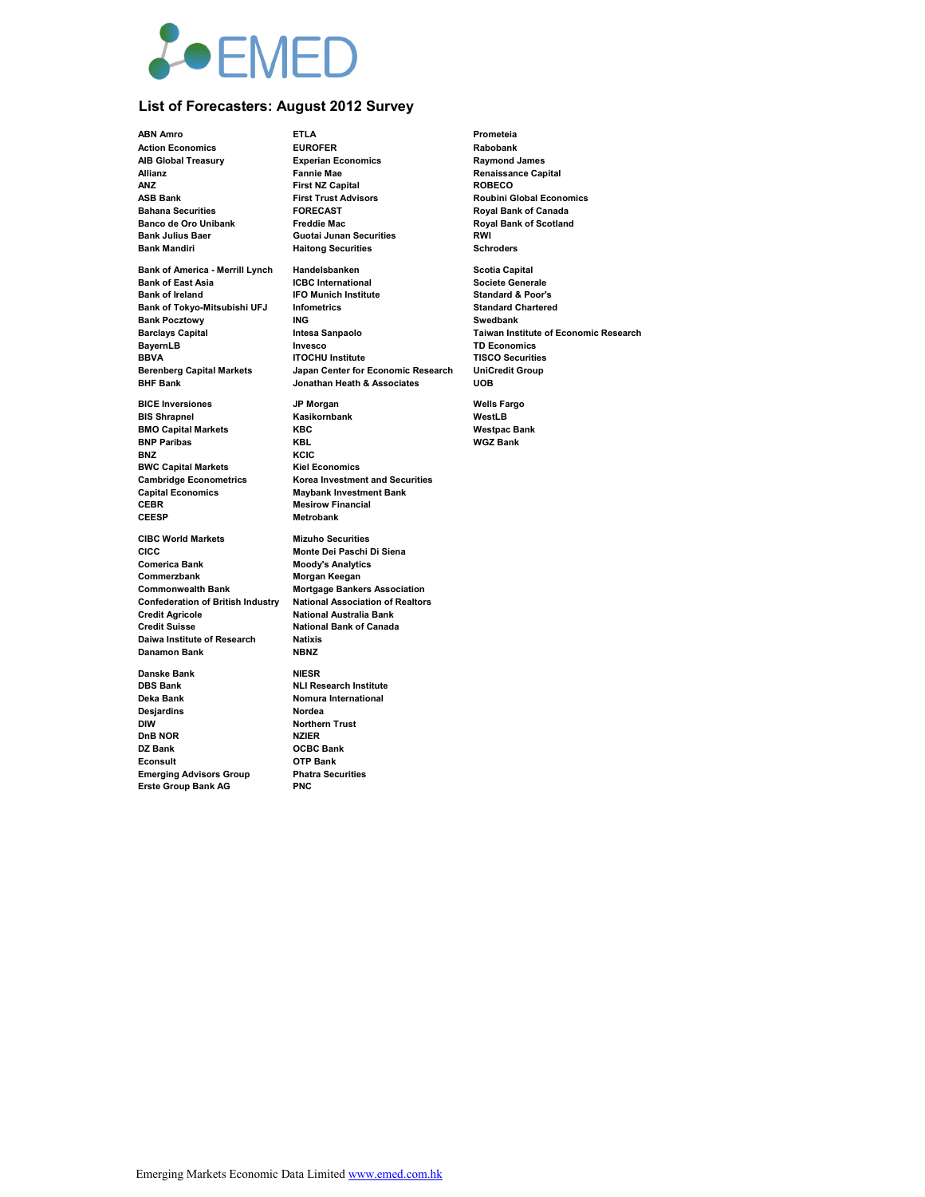EMED

## List of Forecasters: August 2012 Survey

ABN Amro
Action Economics
AIB Global Treasury
Allianz
ANZ
ASB Bank
Bahana Securities
Banco de Oro Unibank
Bank Julius Baer
Bank Mandiri

Bank of America - Merrill Lynch
Bank of East Asia
Bank of Ireland
Bank of Tokyo-Mitsubishi UFJ
Bank Pocztowy
Barclays Capital
BayernLB
BBVA
Berenberg Capital Markets
BHF Bank

BICE Inversiones
BIS Shrapnel
BMO Capital Markets
BNP Paribas
BNZ
BWC Capital Markets
Cambridge Econometrics
Capital Economics
CEBR
CEESP

CIBC World Markets
CICC
Comerica Bank
Commerzbank
Commonwealth Bank
Confederation of British Industry
Credit Agricole
Credit Suisse
Daiwa Institute of Research
Danamon Bank

Danske Bank
DBS Bank
Deka Bank
Desjardins
DIW
DnB NOR
DZ Bank
Econsult
Emerging Advisors Group
Erste Group Bank AG

ETLA
EUROFER
Experian Economics
Fannie Mae
First NZ Capital
First Trust Advisors
FORECAST
Freddie Mac
Guotai Junan Securities
Haitong Securities

Handelsbanken
ICBC International
IFO Munich Institute
Infometrics
ING
Intesa Sanpaolo
Invesco
ITOCHU Institute
Japan Center for Economic Research
Jonathan Heath & Associates

JP Morgan
Kasikornbank
KBC
KBL
KCIC
Kiel Economics
Korea Investment and Securities
Maybank Investment Bank
Mesirow Financial
Metrobank

Mizuho Securities
Monte Dei Paschi Di Siena
Moody's Analytics
Morgan Keegan
Mortgage Bankers Association
National Association of Realtors
National Australia Bank
National Bank of Canada
Natixis
NBNZ

NIESR
NLI Research Institute
Nomura International
Nordea
Northern Trust
NZIER
OCBC Bank
OTP Bank
Phatra Securities
PNC

Prometeia
Rabobank
Raymond James
Renaissance Capital
ROBECO
Roubini Global Economics
Royal Bank of Canada
Royal Bank of Scotland
RWI
Schroders

Scotia Capital
Societe Generale
Standard & Poor's
Standard Chartered
Swedbank
Taiwan Institute of Economic Research
TD Economics
TISCO Securities
UniCredit Group
UOB

Wells Fargo
WestLB
Westpac Bank
WGZ Bank

Emerging Markets Economic Data Limited www.emed.com.hk